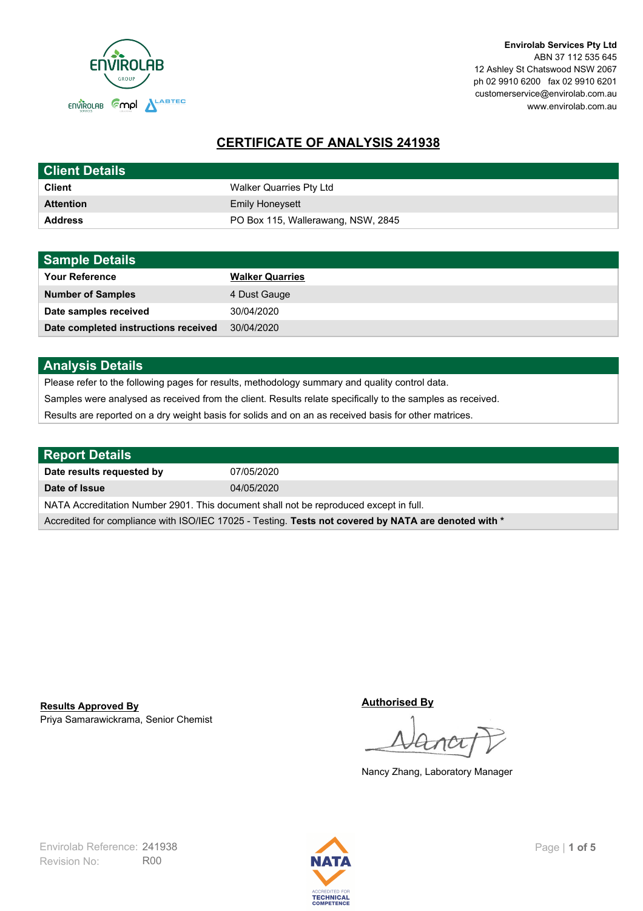**Envirolab Services Pty Ltd**
ABN 37 112 535 645
12 Ashley St Chatswood NSW 2067
ph 02 9910 6200 fax 02 9910 6201
customerservice@envirolab.com.au
www.envirolab.com.au

# CERTIFICATE OF ANALYSIS 241938

| Client Details | |
|---|---|
| **Client** | Walker Quarries Pty Ltd |
| **Attention** | Emily Honeysett |
| **Address** | PO Box 115, Wallerawang, NSW, 2845 |

| Sample Details | |
|---|---|
| **Your Reference** | **Walker Quarries** |
| **Number of Samples** | 4 Dust Gauge |
| **Date samples received** | 30/04/2020 |
| **Date completed instructions received** | 30/04/2020 |

## Analysis Details

Please refer to the following pages for results, methodology summary and quality control data.

Samples were analysed as received from the client. Results relate specifically to the samples as received.

Results are reported on a dry weight basis for solids and on an as received basis for other matrices.

| Report Details | |
|---|---|
| **Date results requested by** | 07/05/2020 |
| **Date of Issue** | 04/05/2020 |

NATA Accreditation Number 2901. This document shall not be reproduced except in full.

Accredited for compliance with ISO/IEC 17025 - Testing. **Tests not covered by NATA are denoted with ***

**Results Approved By**
Priya Samarawickrama, Senior Chemist

**Authorised By**
Nancy Zhang, Laboratory Manager

Envirolab Reference: 241938
Revision No: R00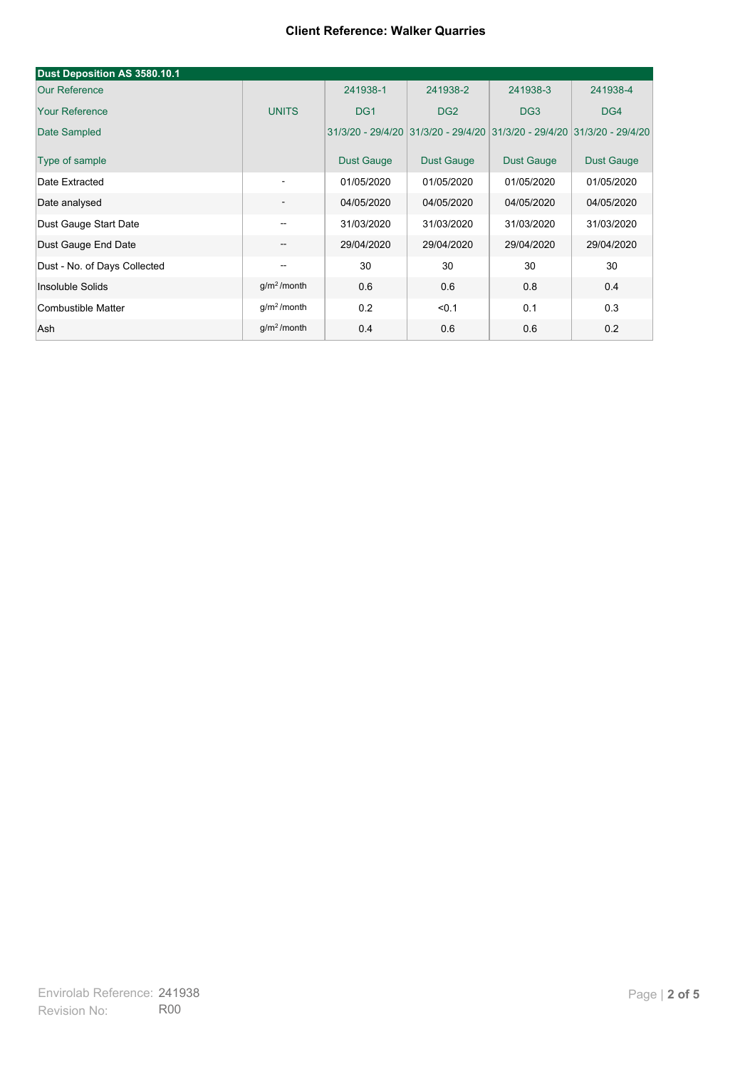**Client Reference: Walker Quarries**

| Dust Deposition AS 3580.10.1 | | | | | |
|---|---|---|---|---|---|
| Our Reference | | 241938-1 | 241938-2 | 241938-3 | 241938-4 |
| Your Reference | UNITS | DG1 | DG2 | DG3 | DG4 |
| Date Sampled | | 31/3/20 - 29/4/20 | 31/3/20 - 29/4/20 | 31/3/20 - 29/4/20 | 31/3/20 - 29/4/20 |
| Type of sample | | Dust Gauge | Dust Gauge | Dust Gauge | Dust Gauge |
| Date Extracted | - | 01/05/2020 | 01/05/2020 | 01/05/2020 | 01/05/2020 |
| Date analysed | - | 04/05/2020 | 04/05/2020 | 04/05/2020 | 04/05/2020 |
| Dust Gauge Start Date | -- | 31/03/2020 | 31/03/2020 | 31/03/2020 | 31/03/2020 |
| Dust Gauge End Date | -- | 29/04/2020 | 29/04/2020 | 29/04/2020 | 29/04/2020 |
| Dust - No. of Days Collected | -- | 30 | 30 | 30 | 30 |
| Insoluble Solids | $g/m^2$/month | 0.6 | 0.6 | 0.8 | 0.4 |
| Combustible Matter | $g/m^2$/month | 0.2 | <0.1 | 0.1 | 0.3 |
| Ash | $g/m^2$/month | 0.4 | 0.6 | 0.6 | 0.2 |

Envirolab Reference: 241938
Revision No: R00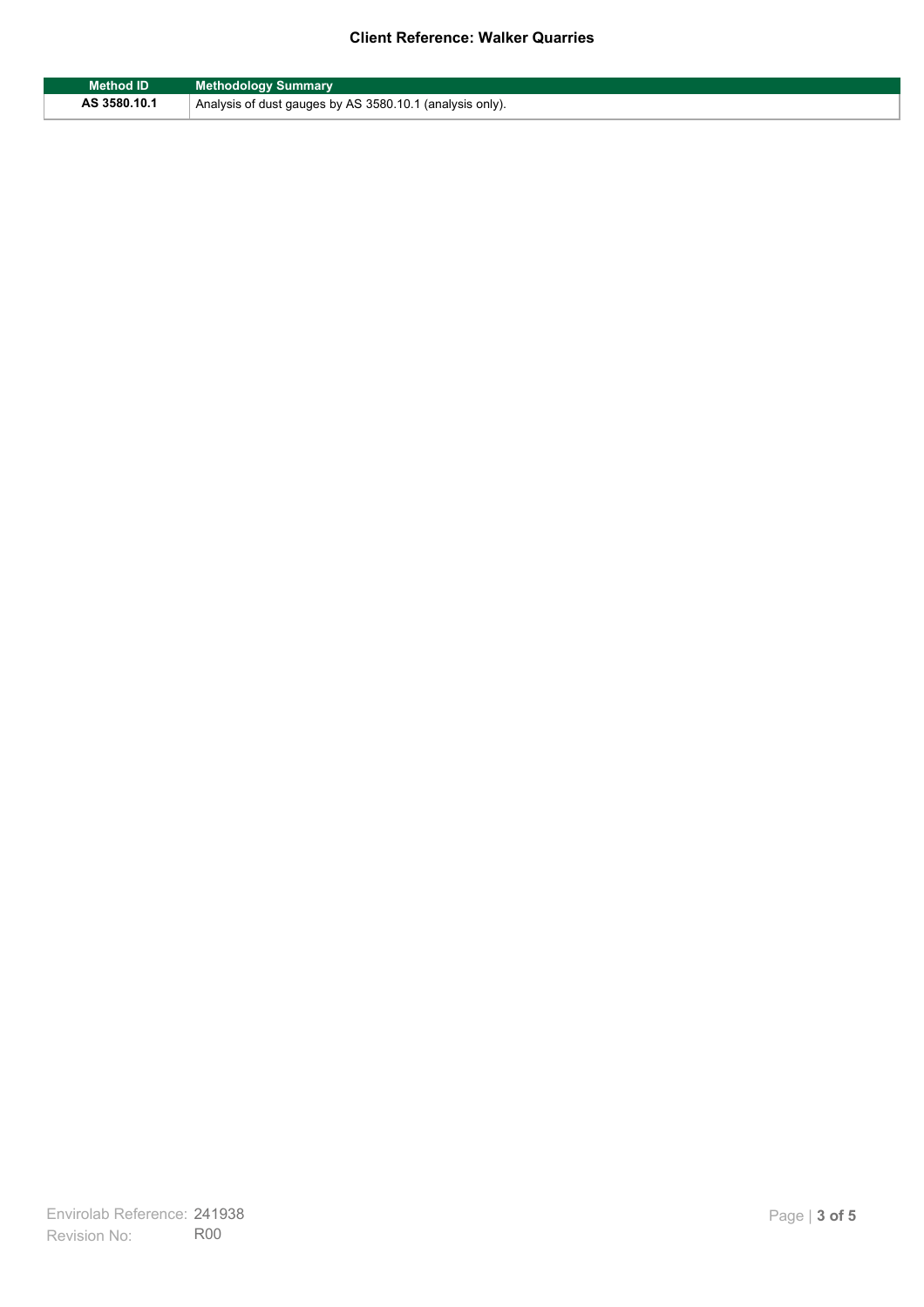**Client Reference: Walker Quarries**

| Method ID | Methodology Summary |
| --- | --- |
| AS 3580.10.1 | Analysis of dust gauges by AS 3580.10.1 (analysis only). |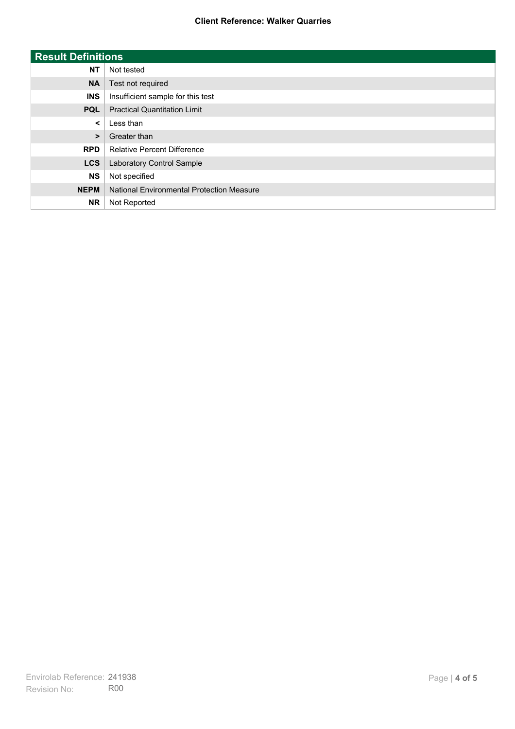## Result Definitions

| | |
|---|---|
| **NT** | Not tested |
| **NA** | Test not required |
| **INS** | Insufficient sample for this test |
| **PQL** | Practical Quantitation Limit |
| **<** | Less than |
| **>** | Greater than |
| **RPD** | Relative Percent Difference |
| **LCS** | Laboratory Control Sample |
| **NS** | Not specified |
| **NEPM** | National Environmental Protection Measure |
| **NR** | Not Reported |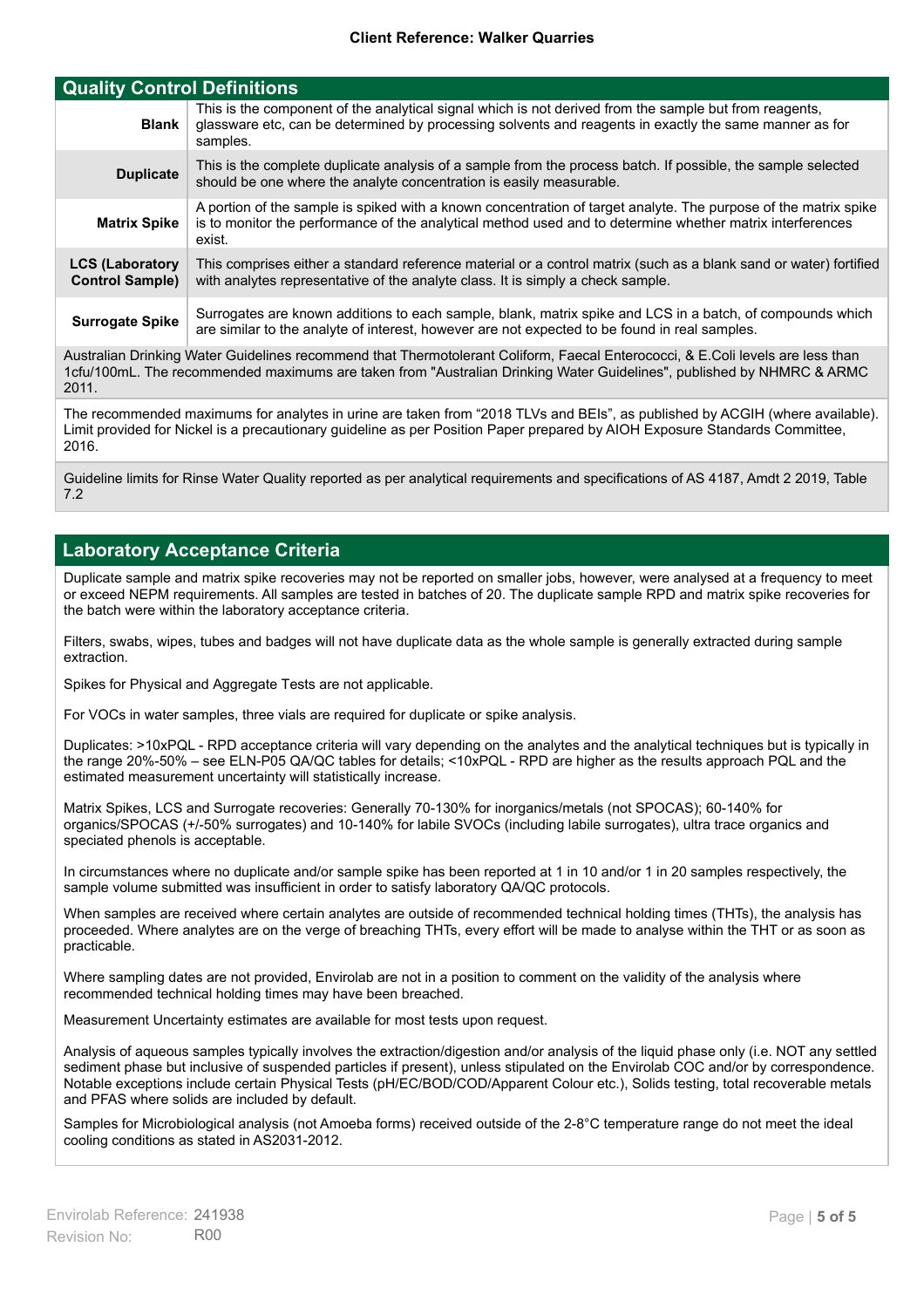**Client Reference: Walker Quarries**

## Quality Control Definitions

| | |
|---|---|
| **Blank** | This is the component of the analytical signal which is not derived from the sample but from reagents, glassware etc, can be determined by processing solvents and reagents in exactly the same manner as for samples. |
| **Duplicate** | This is the complete duplicate analysis of a sample from the process batch. If possible, the sample selected should be one where the analyte concentration is easily measurable. |
| **Matrix Spike** | A portion of the sample is spiked with a known concentration of target analyte. The purpose of the matrix spike is to monitor the performance of the analytical method used and to determine whether matrix interferences exist. |
| **LCS (Laboratory Control Sample)** | This comprises either a standard reference material or a control matrix (such as a blank sand or water) fortified with analytes representative of the analyte class. It is simply a check sample. |
| **Surrogate Spike** | Surrogates are known additions to each sample, blank, matrix spike and LCS in a batch, of compounds which are similar to the analyte of interest, however are not expected to be found in real samples. |

Australian Drinking Water Guidelines recommend that Thermotolerant Coliform, Faecal Enterococci, & E.Coli levels are less than 1cfu/100mL. The recommended maximums are taken from "Australian Drinking Water Guidelines", published by NHMRC & ARMC 2011.

The recommended maximums for analytes in urine are taken from “2018 TLVs and BEIs”, as published by ACGIH (where available). Limit provided for Nickel is a precautionary guideline as per Position Paper prepared by AIOH Exposure Standards Committee, 2016.

Guideline limits for Rinse Water Quality reported as per analytical requirements and specifications of AS 4187, Amdt 2 2019, Table 7.2

## Laboratory Acceptance Criteria

Duplicate sample and matrix spike recoveries may not be reported on smaller jobs, however, were analysed at a frequency to meet or exceed NEPM requirements. All samples are tested in batches of 20. The duplicate sample RPD and matrix spike recoveries for the batch were within the laboratory acceptance criteria.

Filters, swabs, wipes, tubes and badges will not have duplicate data as the whole sample is generally extracted during sample extraction.

Spikes for Physical and Aggregate Tests are not applicable.

For VOCs in water samples, three vials are required for duplicate or spike analysis.

Duplicates: >10xPQL - RPD acceptance criteria will vary depending on the analytes and the analytical techniques but is typically in the range 20%-50% – see ELN-P05 QA/QC tables for details; <10xPQL - RPD are higher as the results approach PQL and the estimated measurement uncertainty will statistically increase.

Matrix Spikes, LCS and Surrogate recoveries: Generally 70-130% for inorganics/metals (not SPOCAS); 60-140% for organics/SPOCAS (+/-50% surrogates) and 10-140% for labile SVOCs (including labile surrogates), ultra trace organics and speciated phenols is acceptable.

In circumstances where no duplicate and/or sample spike has been reported at 1 in 10 and/or 1 in 20 samples respectively, the sample volume submitted was insufficient in order to satisfy laboratory QA/QC protocols.

When samples are received where certain analytes are outside of recommended technical holding times (THTs), the analysis has proceeded. Where analytes are on the verge of breaching THTs, every effort will be made to analyse within the THT or as soon as practicable.

Where sampling dates are not provided, Envirolab are not in a position to comment on the validity of the analysis where recommended technical holding times may have been breached.

Measurement Uncertainty estimates are available for most tests upon request.

Analysis of aqueous samples typically involves the extraction/digestion and/or analysis of the liquid phase only (i.e. NOT any settled sediment phase but inclusive of suspended particles if present), unless stipulated on the Envirolab COC and/or by correspondence. Notable exceptions include certain Physical Tests (pH/EC/BOD/COD/Apparent Colour etc.), Solids testing, total recoverable metals and PFAS where solids are included by default.

Samples for Microbiological analysis (not Amoeba forms) received outside of the 2-8°C temperature range do not meet the ideal cooling conditions as stated in AS2031-2012.

Envirolab Reference: 241938
Revision No: R00